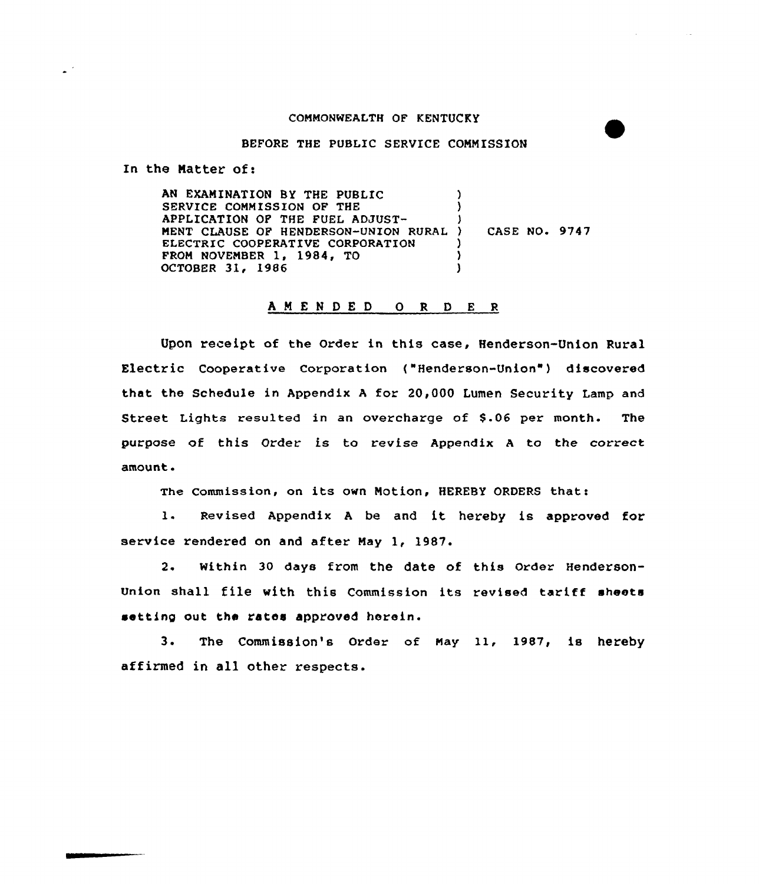COMMONWEALTH OF KENTUCKY

BEFORE THE PUBLIC SERVICE COMMISSION

In the Matter of:

| | | |
|---|---|---|
| AN EXAMINATION BY THE PUBLIC SERVICE COMMISSION OF THE APPLICATION OF THE FUEL ADJUSTMENT CLAUSE OF HENDERSON-UNION RURAL ELECTRIC COOPERATIVE CORPORATION FROM NOVEMBER 1, 1984, TO OCTOBER 31, 1986 | ) | CASE NO. 9747 |

## A M E N D E D   O R D E R

Upon receipt of the Order in this case, Henderson-Union Rural Electric Cooperative Corporation ("Henderson-Union") discovered that the Schedule in Appendix A for 20,000 Lumen Security Lamp and Street Lights resulted in an overcharge of $.06 per month. The purpose of this Order is to revise Appendix A to the correct amount.

The Commission, on its own Motion, HEREBY ORDERS that:

1. Revised Appendix A be and it hereby is approved for service rendered on and after May 1, 1987.

2. Within 30 days from the date of this Order Henderson-Union shall file with this Commission its revised tariff sheets setting out the rates approved herein.

3. The Commission's Order of May 11, 1987, is hereby affirmed in all other respects.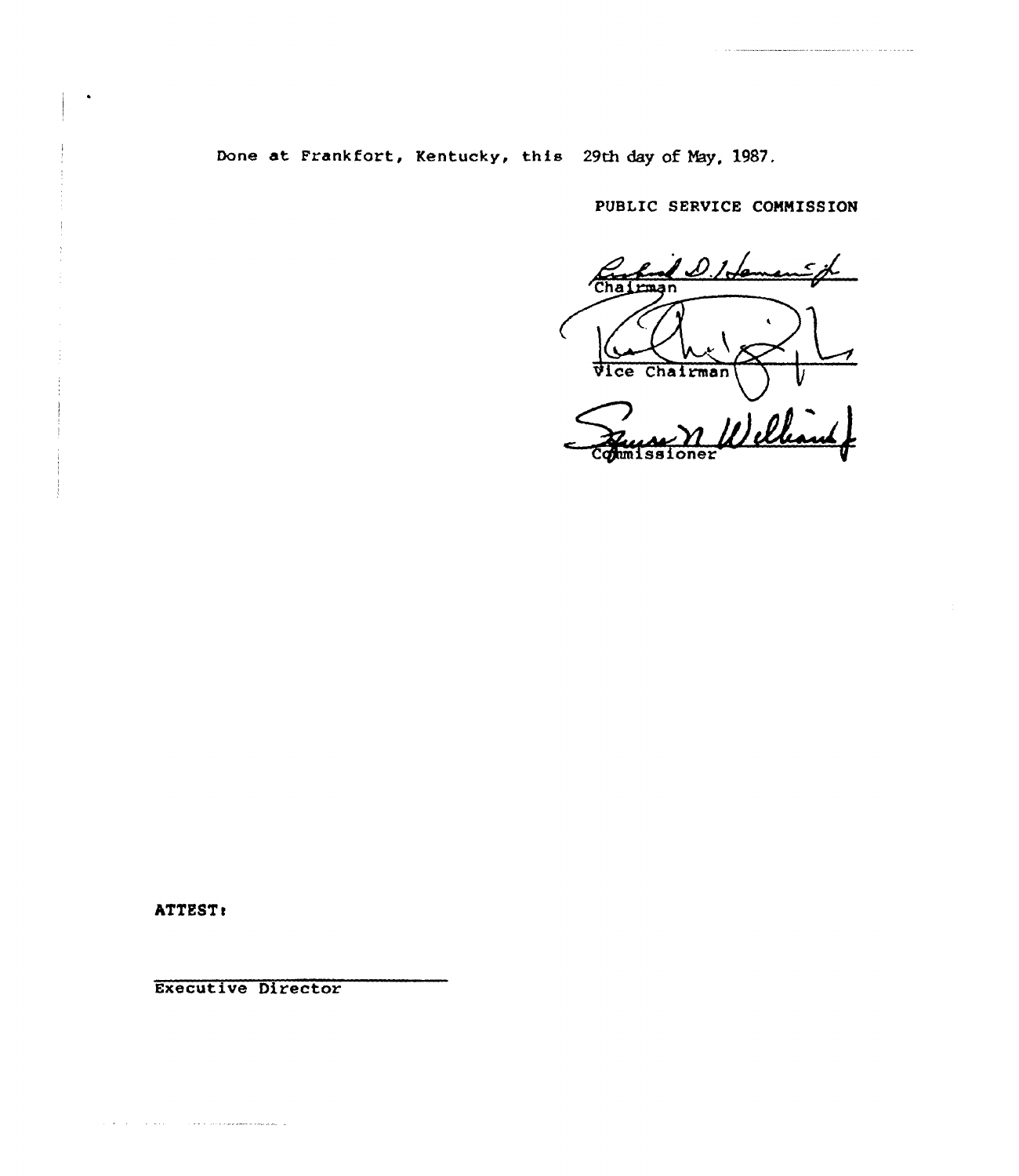Done at Frankfort, Kentucky, this 29th day of May, 1987.

PUBLIC SERVICE COMMISSION

Chairman

Vice Chairman

Commissioner

ATTEST:

Executive Director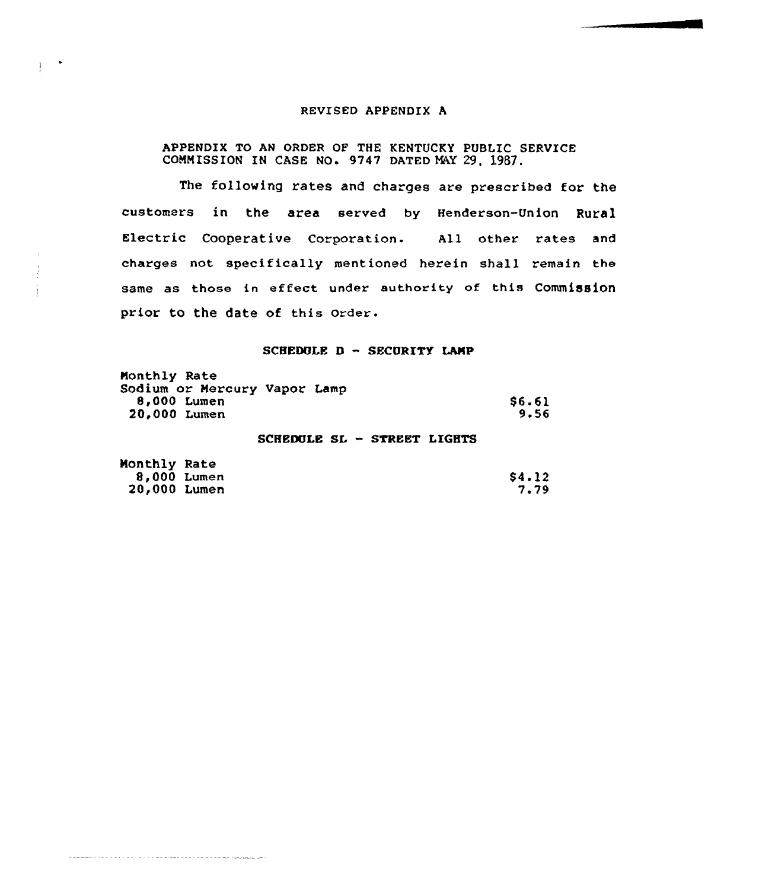REVISED APPENDIX A

APPENDIX TO AN ORDER OF THE KENTUCKY PUBLIC SERVICE COMMISSION IN CASE NO. 9747 DATED MAY 29, 1987.

The following rates and charges are prescribed for the customers in the area served by Henderson-Union Rural Electric Cooperative Corporation. All other rates and charges not specifically mentioned herein shall remain the same as those in effect under authority of this Commission prior to the date of this Order.

SCHEDULE D - SECURITY LAMP

| | |
|---|---|
| Monthly Rate | |
| Sodium or Mercury Vapor Lamp | |
| 8,000 Lumen | $6.61 |
| 20,000 Lumen | 9.56 |

SCHEDULE SL - STREET LIGHTS

| | |
|---|---|
| Monthly Rate | |
| 8,000 Lumen | $4.12 |
| 20,000 Lumen | 7.79 |